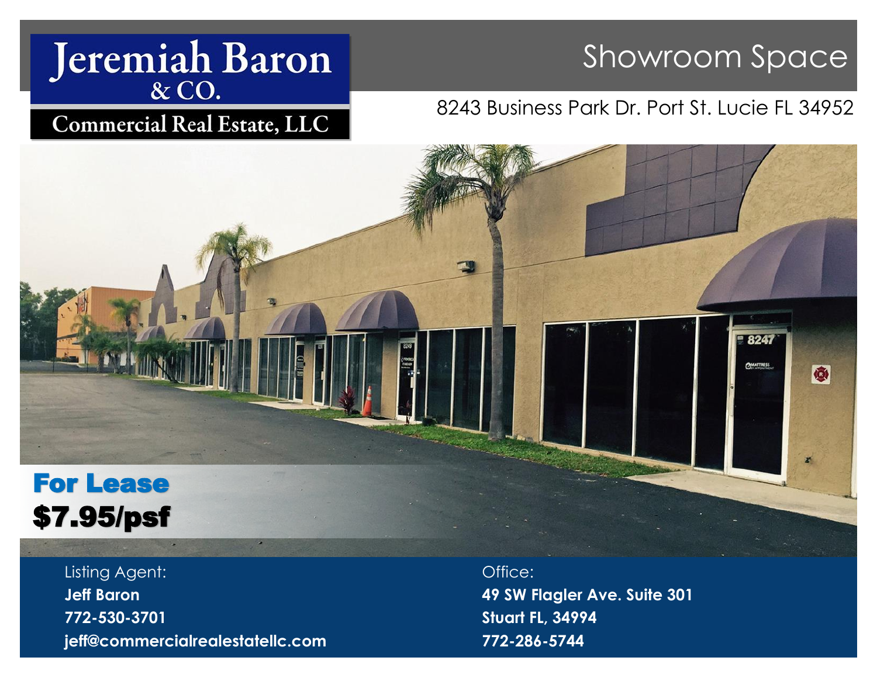# Jeremiah Baron & CO.

**Commercial Real Estate, LLC**

## Showroom Space

8243 Business Park Dr. Port St. Lucie FL 34952

**For Lease**

**$7.95/psf**

Listing Agent:

**Jeff Baron**

**772-530-3701**

**jeff@commercialrealestatellc.com**

Office:

**49 SW Flagler Ave. Suite 301**

**Stuart FL, 34994**

**772-286-5744**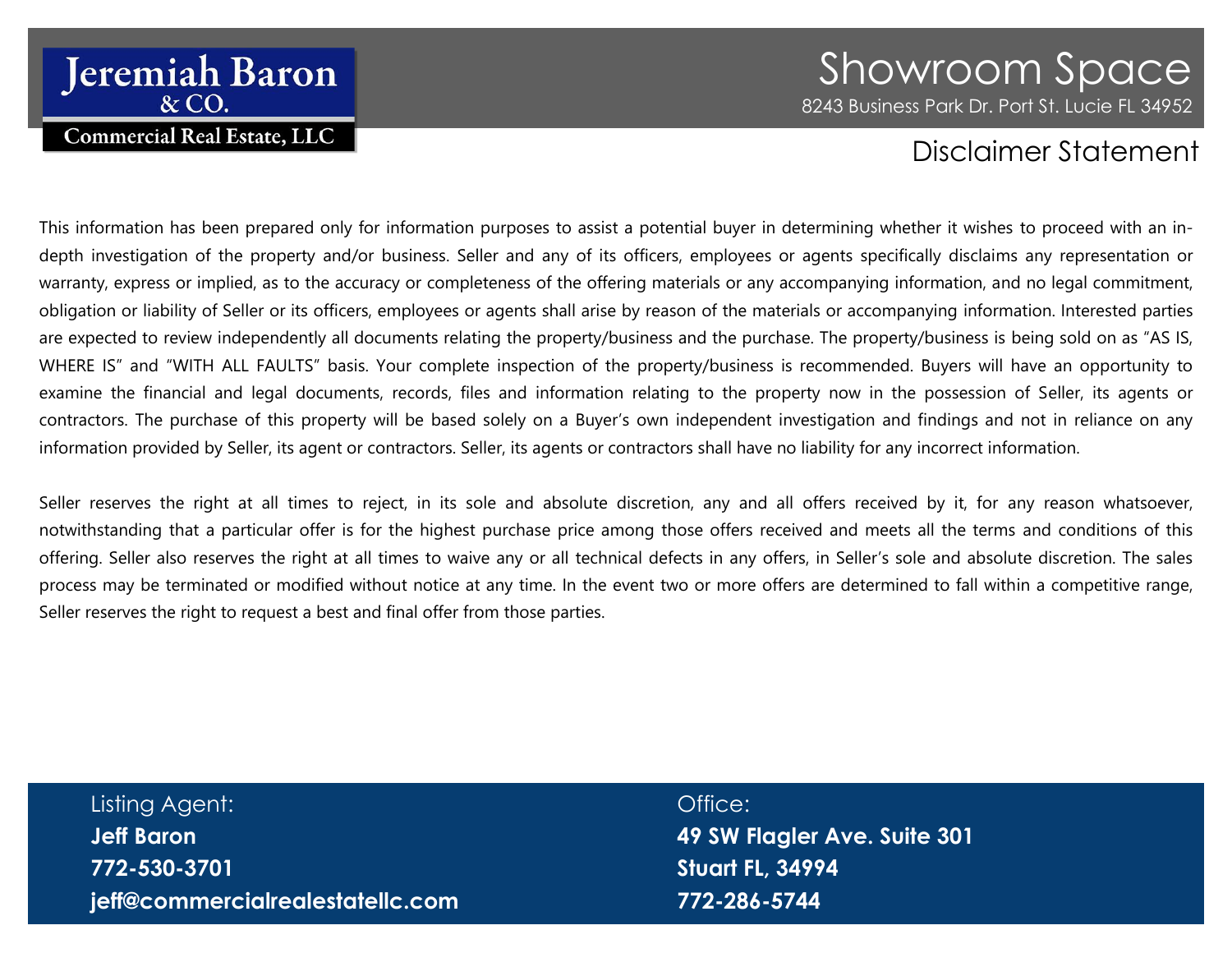Jeremiah Baron & CO.
Commercial Real Estate, LLC

# Showroom Space

8243 Business Park Dr. Port St. Lucie FL 34952

## Disclaimer Statement

This information has been prepared only for information purposes to assist a potential buyer in determining whether it wishes to proceed with an in-depth investigation of the property and/or business. Seller and any of its officers, employees or agents specifically disclaims any representation or warranty, express or implied, as to the accuracy or completeness of the offering materials or any accompanying information, and no legal commitment, obligation or liability of Seller or its officers, employees or agents shall arise by reason of the materials or accompanying information. Interested parties are expected to review independently all documents relating the property/business and the purchase. The property/business is being sold on as "AS IS, WHERE IS" and "WITH ALL FAULTS" basis. Your complete inspection of the property/business is recommended. Buyers will have an opportunity to examine the financial and legal documents, records, files and information relating to the property now in the possession of Seller, its agents or contractors. The purchase of this property will be based solely on a Buyer's own independent investigation and findings and not in reliance on any information provided by Seller, its agent or contractors. Seller, its agents or contractors shall have no liability for any incorrect information.

Seller reserves the right at all times to reject, in its sole and absolute discretion, any and all offers received by it, for any reason whatsoever, notwithstanding that a particular offer is for the highest purchase price among those offers received and meets all the terms and conditions of this offering. Seller also reserves the right at all times to waive any or all technical defects in any offers, in Seller's sole and absolute discretion. The sales process may be terminated or modified without notice at any time. In the event two or more offers are determined to fall within a competitive range, Seller reserves the right to request a best and final offer from those parties.

Listing Agent:
**Jeff Baron**
**772-530-3701**
**jeff@commercialrealestatellc.com**

Office:
**49 SW Flagler Ave. Suite 301**
**Stuart FL, 34994**
**772-286-5744**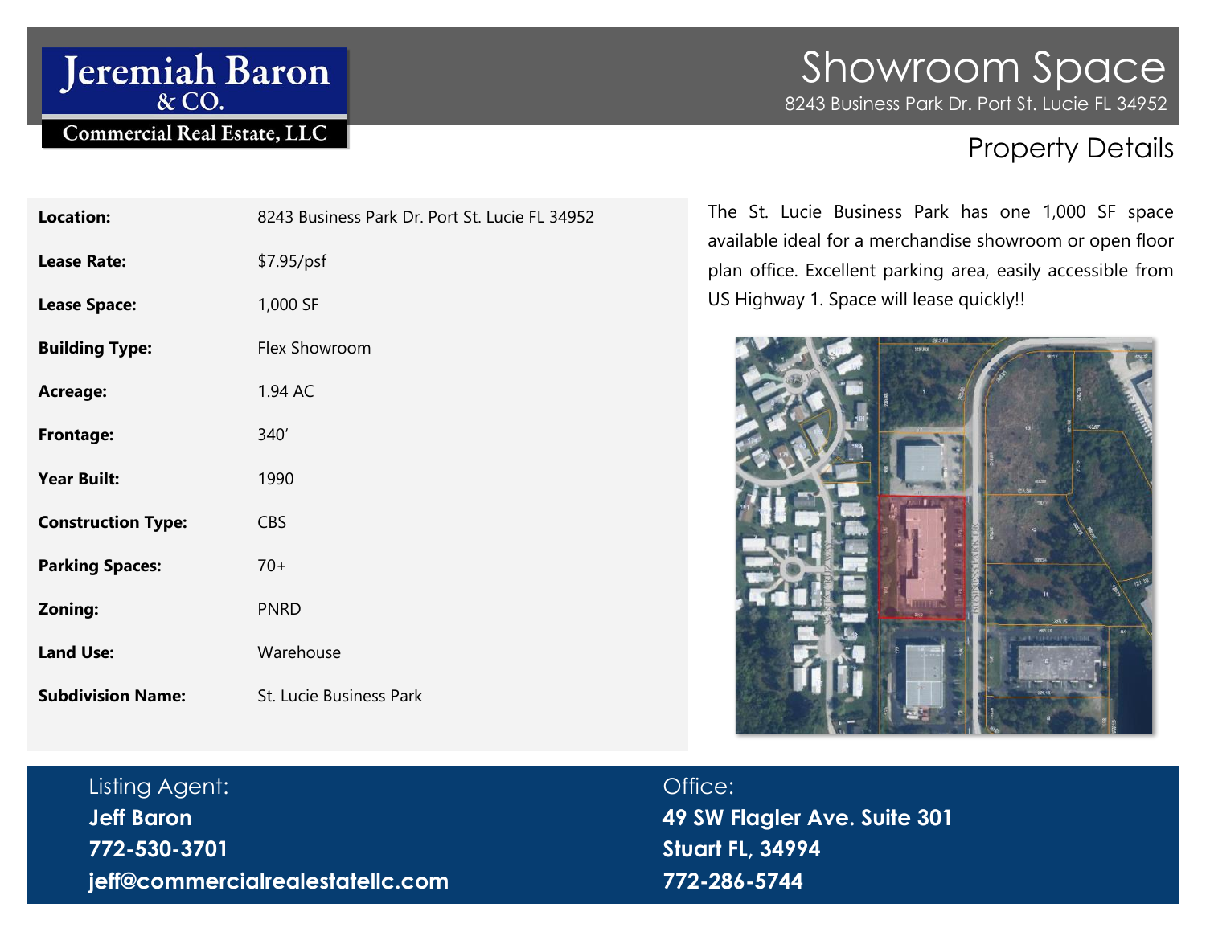Jeremiah Baron & CO.
Commercial Real Estate, LLC

# Showroom Space

8243 Business Park Dr. Port St. Lucie FL 34952

## Property Details

| | |
|---|---|
| **Location:** | 8243 Business Park Dr. Port St. Lucie FL 34952 |
| **Lease Rate:** | $7.95/psf |
| **Lease Space:** | 1,000 SF |
| **Building Type:** | Flex Showroom |
| **Acreage:** | 1.94 AC |
| **Frontage:** | 340’ |
| **Year Built:** | 1990 |
| **Construction Type:** | CBS |
| **Parking Spaces:** | 70+ |
| **Zoning:** | PNRD |
| **Land Use:** | Warehouse |
| **Subdivision Name:** | St. Lucie Business Park |

The St. Lucie Business Park has one 1,000 SF space available ideal for a merchandise showroom or open floor plan office. Excellent parking area, easily accessible from US Highway 1. Space will lease quickly!!

Listing Agent:
**Jeff Baron**
**772-530-3701**
**jeff@commercialrealestatellc.com**

Office:
**49 SW Flagler Ave. Suite 301**
**Stuart FL, 34994**
**772-286-5744**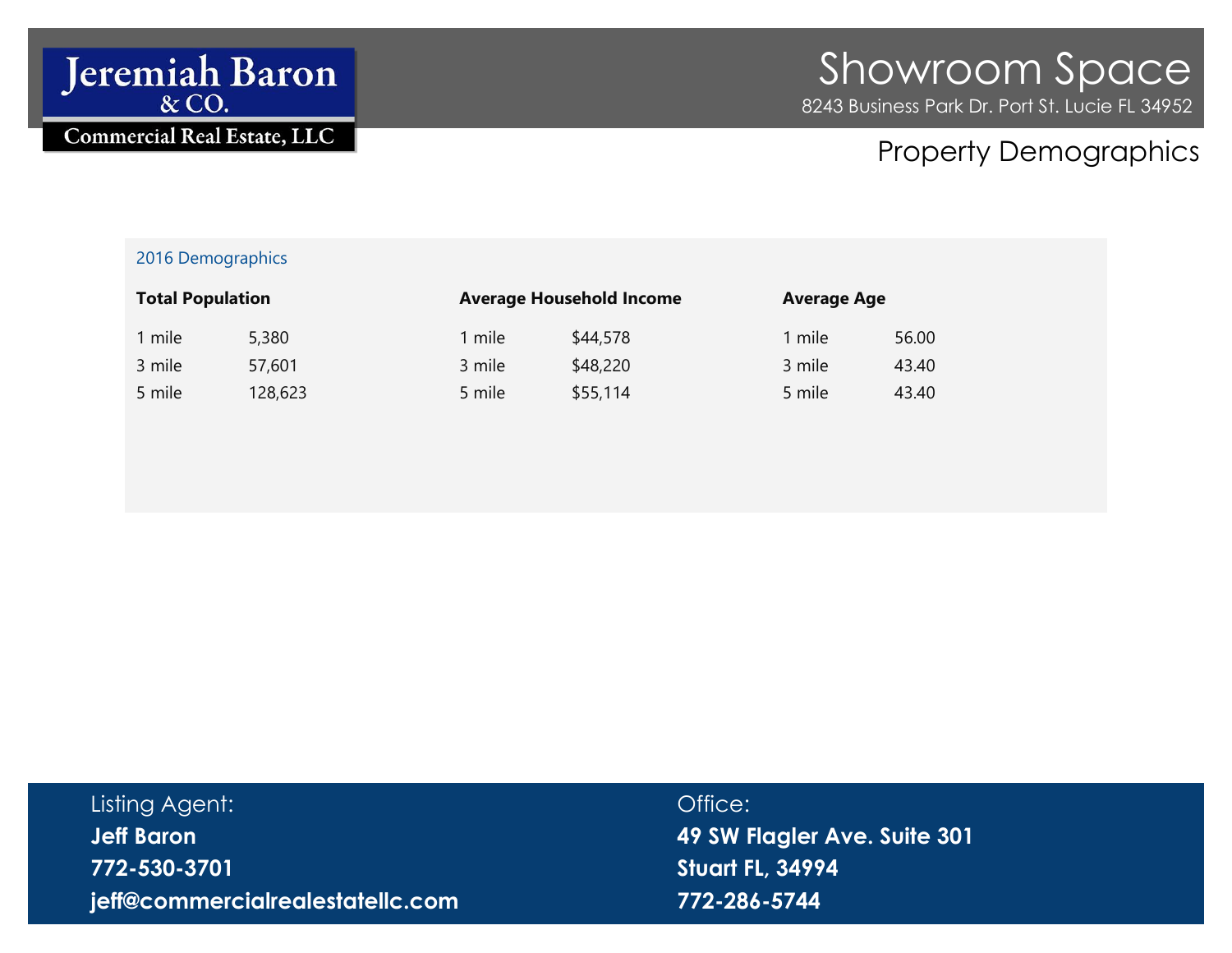Jeremiah Baron & CO. Commercial Real Estate, LLC

# Showroom Space

8243 Business Park Dr. Port St. Lucie FL 34952

## Property Demographics

### 2016 Demographics

| Total Population | | Average Household Income | | Average Age | |
|---|---|---|---|---|---|
| 1 mile | 5,380 | 1 mile | $44,578 | 1 mile | 56.00 |
| 3 mile | 57,601 | 3 mile | $48,220 | 3 mile | 43.40 |
| 5 mile | 128,623 | 5 mile | $55,114 | 5 mile | 43.40 |

Listing Agent:
**Jeff Baron**
**772-530-3701**
**jeff@commercialrealestatellc.com**

Office:
**49 SW Flagler Ave. Suite 301**
**Stuart FL, 34994**
**772-286-5744**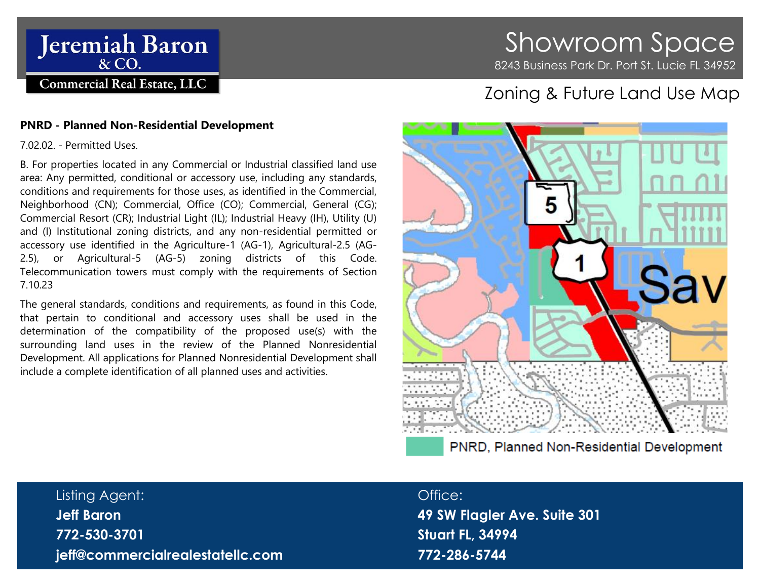Jeremiah Baron & CO. Commercial Real Estate, LLC

# Showroom Space

8243 Business Park Dr. Port St. Lucie FL 34952

## Zoning & Future Land Use Map

**PNRD - Planned Non-Residential Development**

7.02.02. - Permitted Uses.

B. For properties located in any Commercial or Industrial classified land use area: Any permitted, conditional or accessory use, including any standards, conditions and requirements for those uses, as identified in the Commercial, Neighborhood (CN); Commercial, Office (CO); Commercial, General (CG); Commercial Resort (CR); Industrial Light (IL); Industrial Heavy (IH), Utility (U) and (I) Institutional zoning districts, and any non-residential permitted or accessory use identified in the Agriculture-1 (AG-1), Agricultural-2.5 (AG-2.5), or Agricultural-5 (AG-5) zoning districts of this Code. Telecommunication towers must comply with the requirements of Section 7.10.23

The general standards, conditions and requirements, as found in this Code, that pertain to conditional and accessory uses shall be used in the determination of the compatibility of the proposed use(s) with the surrounding land uses in the review of the Planned Nonresidential Development. All applications for Planned Nonresidential Development shall include a complete identification of all planned uses and activities.

PNRD, Planned Non-Residential Development

Listing Agent:
**Jeff Baron**
**772-530-3701**
**jeff@commercialrealestatellc.com**

Office:
**49 SW Flagler Ave. Suite 301**
**Stuart FL, 34994**
**772-286-5744**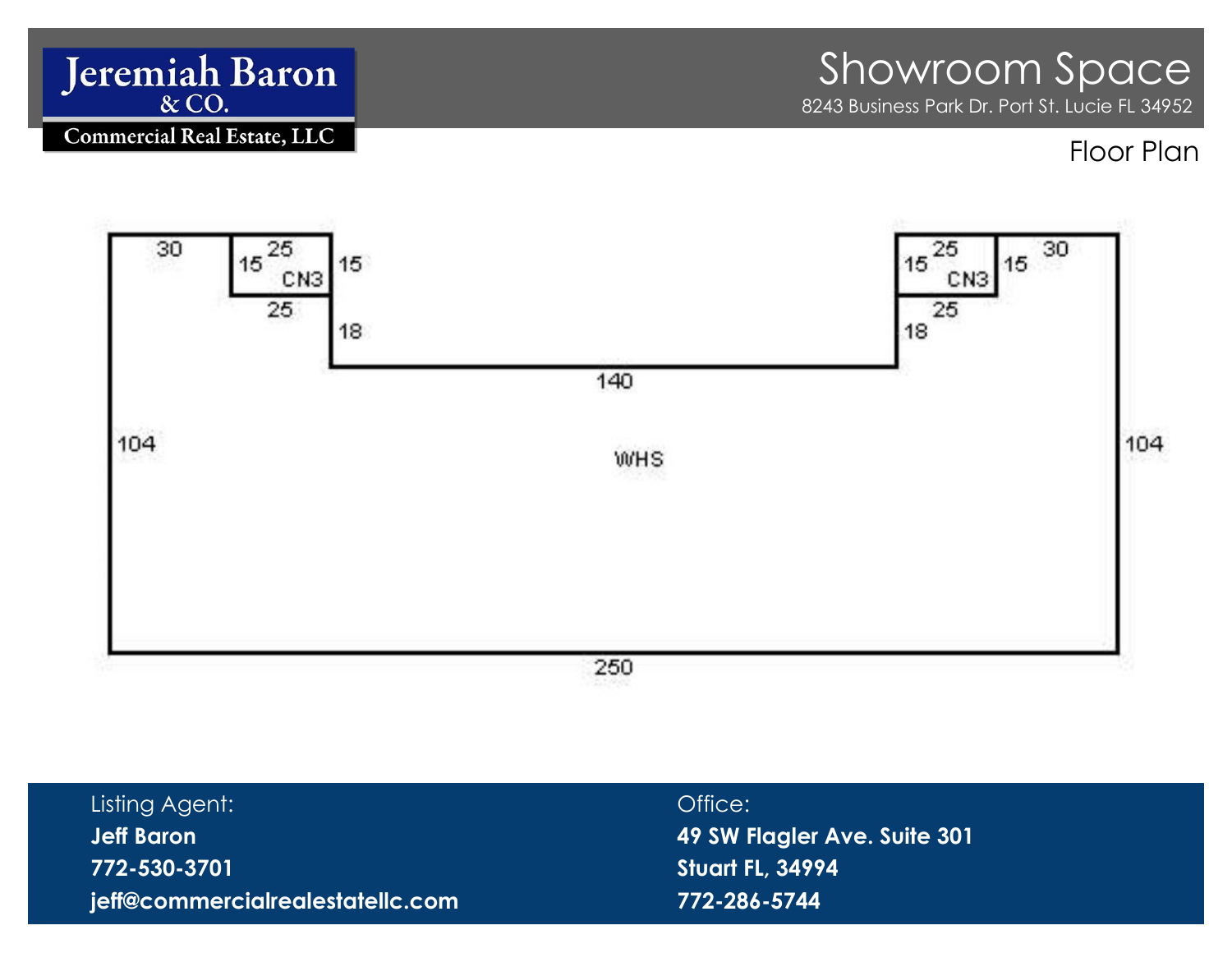Jeremiah Baron & CO. Commercial Real Estate, LLC

# Showroom Space

8243 Business Park Dr. Port St. Lucie FL 34952

## Floor Plan

30 | 25 | 15 | 15 | CN3 | 25 | 18 | 140 | 25 | 15 | 15 | CN3 | 25 | 18 | 30

104 | WHS | 104

250

Listing Agent:
**Jeff Baron**
**772-530-3701**
**jeff@commercialrealestatellc.com**

Office:
**49 SW Flagler Ave. Suite 301**
**Stuart FL, 34994**
**772-286-5744**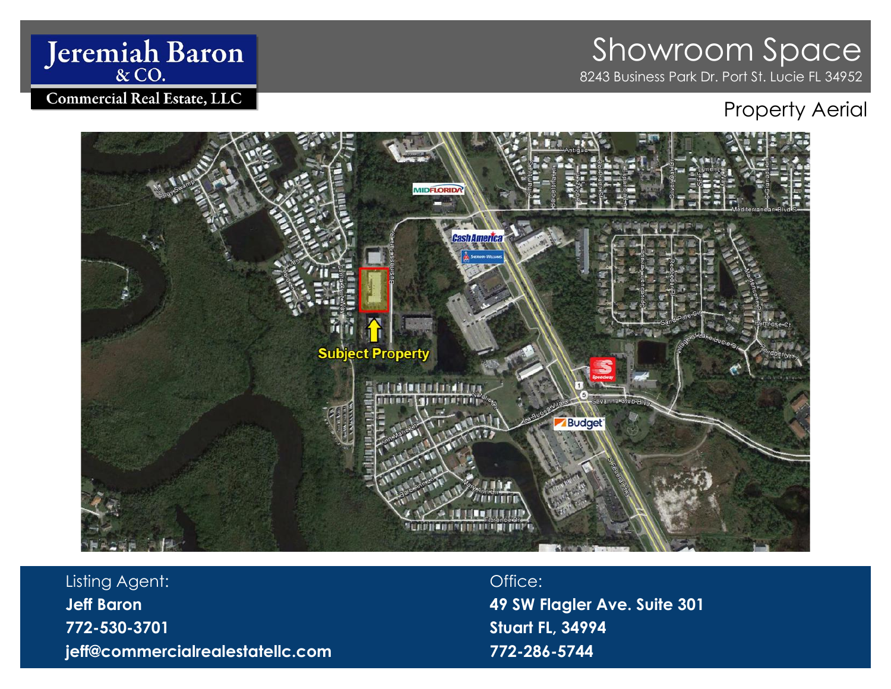Jeremiah Baron & CO.

Commercial Real Estate, LLC

# Showroom Space

8243 Business Park Dr. Port St. Lucie FL 34952

## Property Aerial

Subject Property

Listing Agent:

**Jeff Baron**

**772-530-3701**

**jeff@commercialrealestatellc.com**

Office:

**49 SW Flagler Ave. Suite 301**

**Stuart FL, 34994**

**772-286-5744**